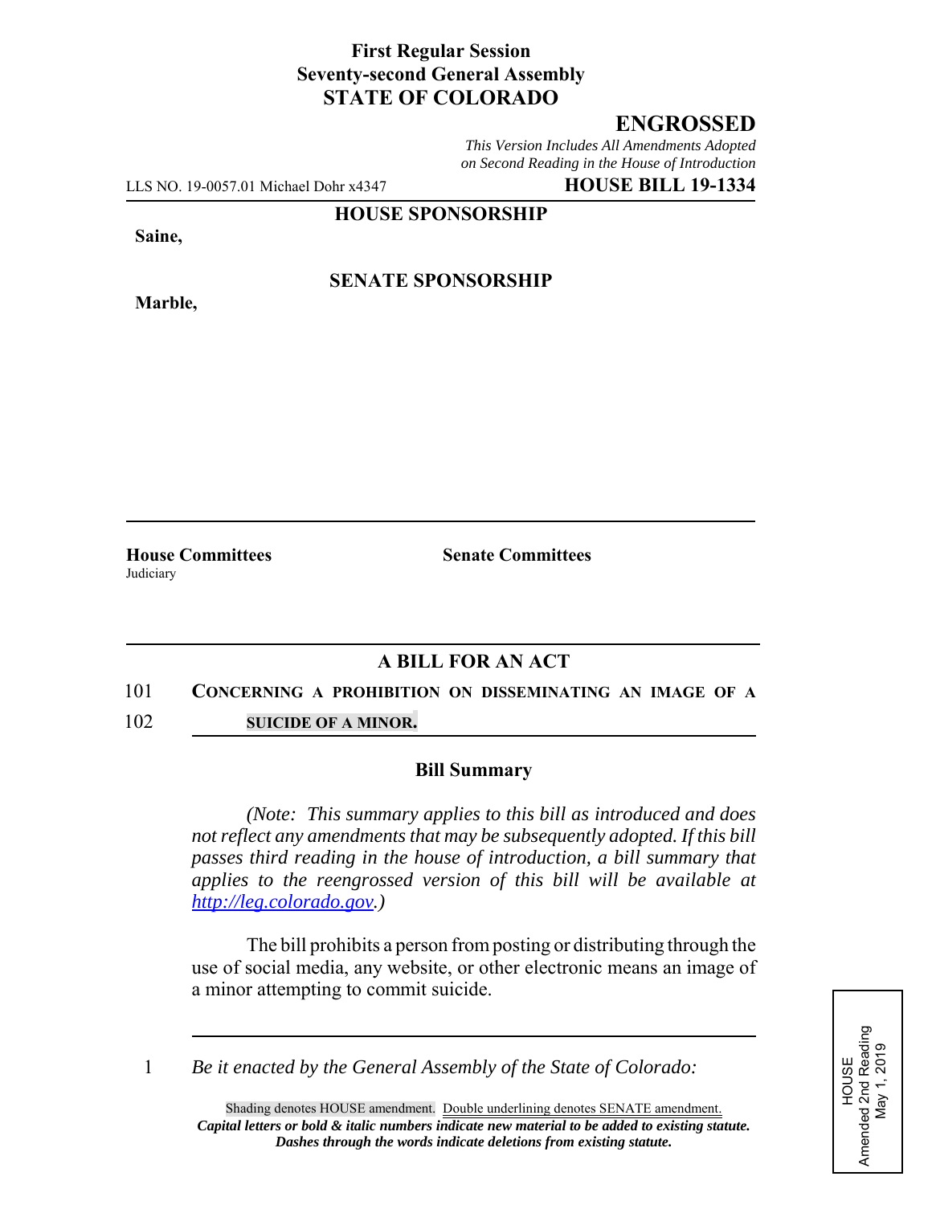**First Regular Session**
**Seventy-second General Assembly**
**STATE OF COLORADO**

# ENGROSSED

*This Version Includes All Amendments Adopted on Second Reading in the House of Introduction*

LLS NO. 19-0057.01 Michael Dohr x4347 **HOUSE BILL 19-1334**

**HOUSE SPONSORSHIP**

**Saine,**

**SENATE SPONSORSHIP**

**Marble,**

**House Committees**
Judiciary

**Senate Committees**

## A BILL FOR AN ACT

101 **CONCERNING A PROHIBITION ON DISSEMINATING AN IMAGE OF A**
102 **SUICIDE OF A MINOR.**

### Bill Summary

*(Note: This summary applies to this bill as introduced and does not reflect any amendments that may be subsequently adopted. If this bill passes third reading in the house of introduction, a bill summary that applies to the reengrossed version of this bill will be available at http://leg.colorado.gov.)*

The bill prohibits a person from posting or distributing through the use of social media, any website, or other electronic means an image of a minor attempting to commit suicide.

1 *Be it enacted by the General Assembly of the State of Colorado:*

Shading denotes HOUSE amendment. Double underlining denotes SENATE amendment.
***Capital letters or bold & italic numbers indicate new material to be added to existing statute.***
***Dashes through the words indicate deletions from existing statute.***

HOUSE
Amended 2nd Reading
May 1, 2019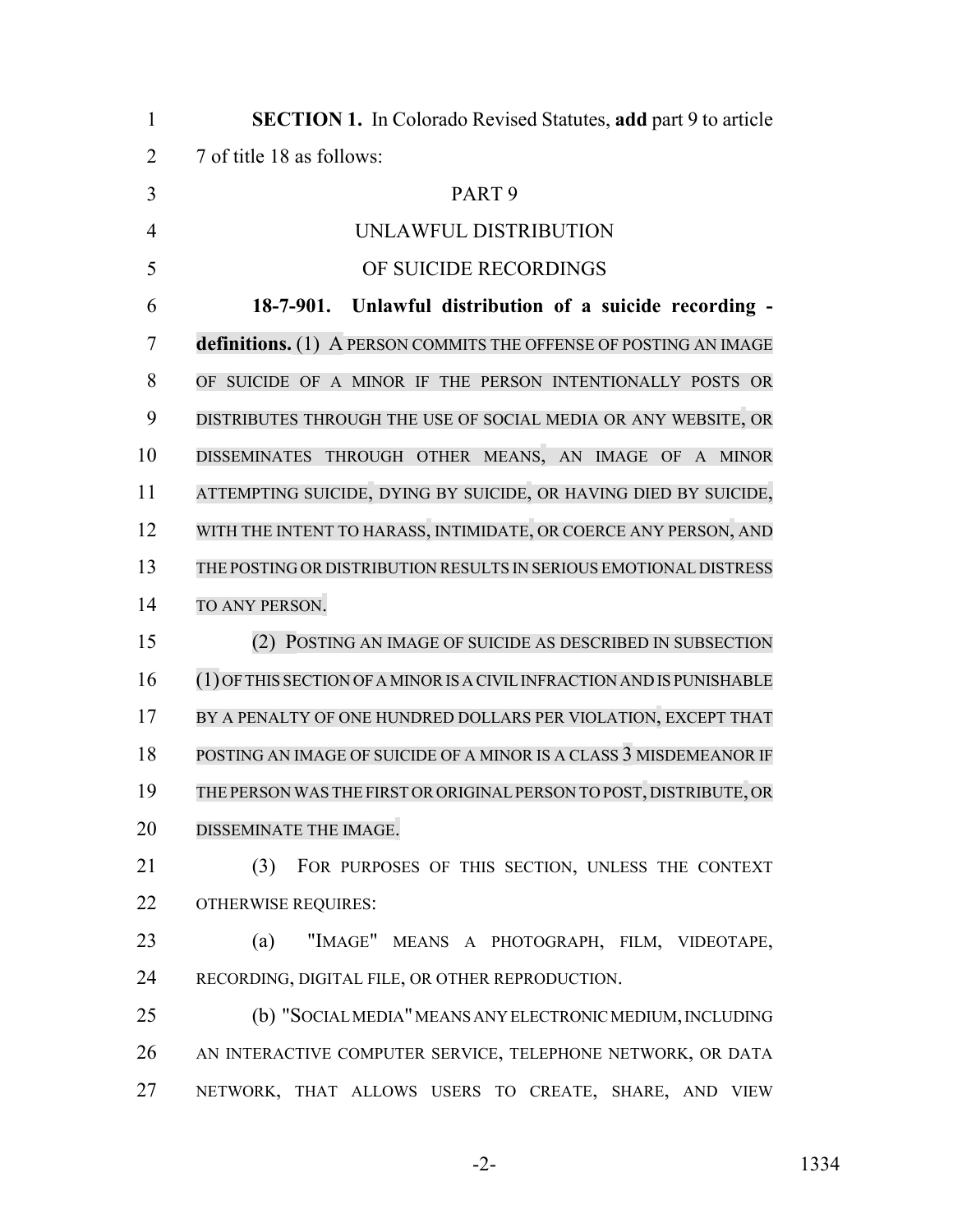**SECTION 1.** In Colorado Revised Statutes, **add** part 9 to article 7 of title 18 as follows:

PART 9

UNLAWFUL DISTRIBUTION

OF SUICIDE RECORDINGS

**18-7-901. Unlawful distribution of a suicide recording - definitions.** (1) A PERSON COMMITS THE OFFENSE OF POSTING AN IMAGE OF SUICIDE OF A MINOR IF THE PERSON INTENTIONALLY POSTS OR DISTRIBUTES THROUGH THE USE OF SOCIAL MEDIA OR ANY WEBSITE, OR DISSEMINATES THROUGH OTHER MEANS, AN IMAGE OF A MINOR ATTEMPTING SUICIDE, DYING BY SUICIDE, OR HAVING DIED BY SUICIDE, WITH THE INTENT TO HARASS, INTIMIDATE, OR COERCE ANY PERSON, AND THE POSTING OR DISTRIBUTION RESULTS IN SERIOUS EMOTIONAL DISTRESS TO ANY PERSON.

(2) POSTING AN IMAGE OF SUICIDE AS DESCRIBED IN SUBSECTION (1) OF THIS SECTION OF A MINOR IS A CIVIL INFRACTION AND IS PUNISHABLE BY A PENALTY OF ONE HUNDRED DOLLARS PER VIOLATION, EXCEPT THAT POSTING AN IMAGE OF SUICIDE OF A MINOR IS A CLASS 3 MISDEMEANOR IF THE PERSON WAS THE FIRST OR ORIGINAL PERSON TO POST, DISTRIBUTE, OR DISSEMINATE THE IMAGE.

(3) FOR PURPOSES OF THIS SECTION, UNLESS THE CONTEXT OTHERWISE REQUIRES:

(a) "IMAGE" MEANS A PHOTOGRAPH, FILM, VIDEOTAPE, RECORDING, DIGITAL FILE, OR OTHER REPRODUCTION.

(b) "SOCIAL MEDIA" MEANS ANY ELECTRONIC MEDIUM, INCLUDING AN INTERACTIVE COMPUTER SERVICE, TELEPHONE NETWORK, OR DATA NETWORK, THAT ALLOWS USERS TO CREATE, SHARE, AND VIEW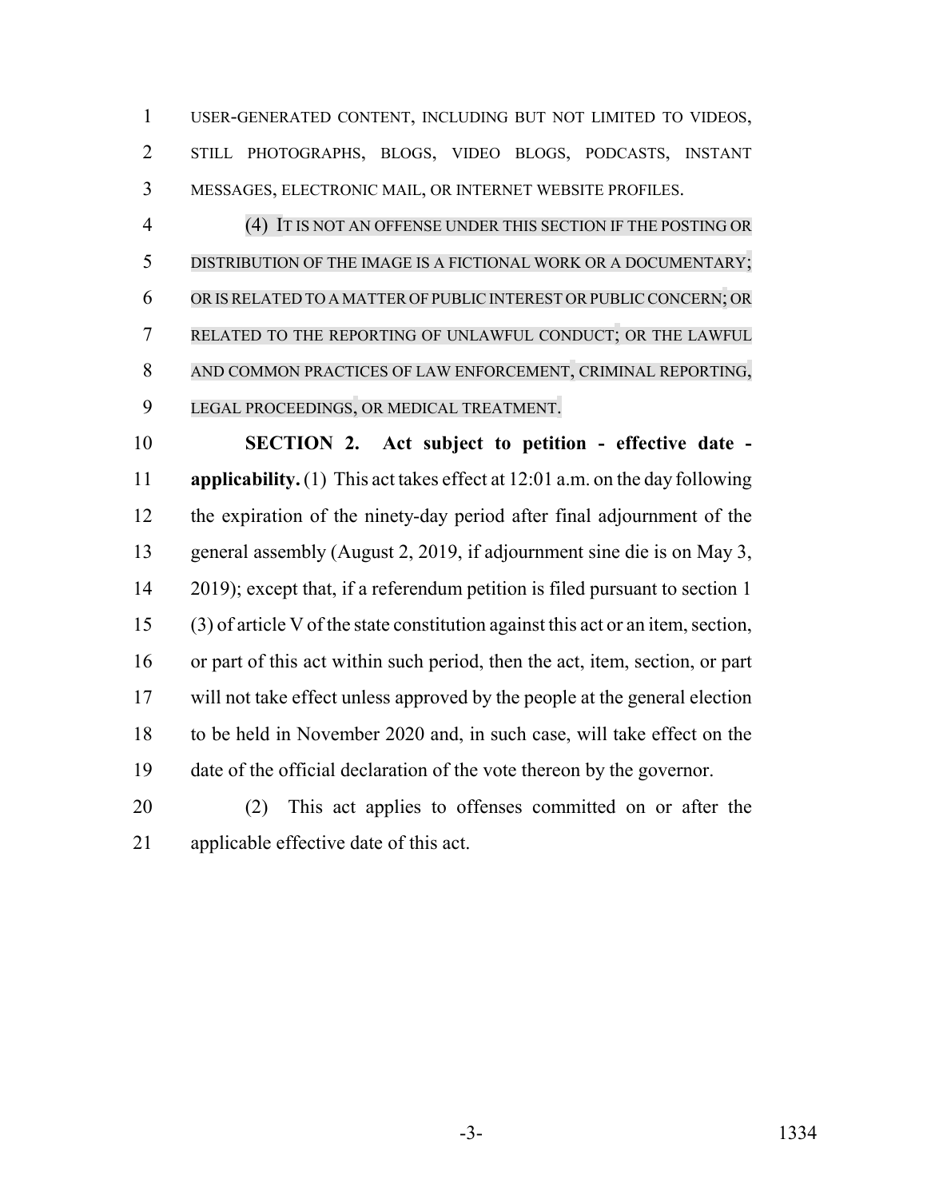USER-GENERATED CONTENT, INCLUDING BUT NOT LIMITED TO VIDEOS, STILL PHOTOGRAPHS, BLOGS, VIDEO BLOGS, PODCASTS, INSTANT MESSAGES, ELECTRONIC MAIL, OR INTERNET WEBSITE PROFILES.

(4) IT IS NOT AN OFFENSE UNDER THIS SECTION IF THE POSTING OR DISTRIBUTION OF THE IMAGE IS A FICTIONAL WORK OR A DOCUMENTARY; OR IS RELATED TO A MATTER OF PUBLIC INTEREST OR PUBLIC CONCERN; OR RELATED TO THE REPORTING OF UNLAWFUL CONDUCT; OR THE LAWFUL AND COMMON PRACTICES OF LAW ENFORCEMENT, CRIMINAL REPORTING, LEGAL PROCEEDINGS, OR MEDICAL TREATMENT.

**SECTION 2. Act subject to petition - effective date - applicability.** (1) This act takes effect at 12:01 a.m. on the day following the expiration of the ninety-day period after final adjournment of the general assembly (August 2, 2019, if adjournment sine die is on May 3, 2019); except that, if a referendum petition is filed pursuant to section 1 (3) of article V of the state constitution against this act or an item, section, or part of this act within such period, then the act, item, section, or part will not take effect unless approved by the people at the general election to be held in November 2020 and, in such case, will take effect on the date of the official declaration of the vote thereon by the governor.

(2) This act applies to offenses committed on or after the applicable effective date of this act.